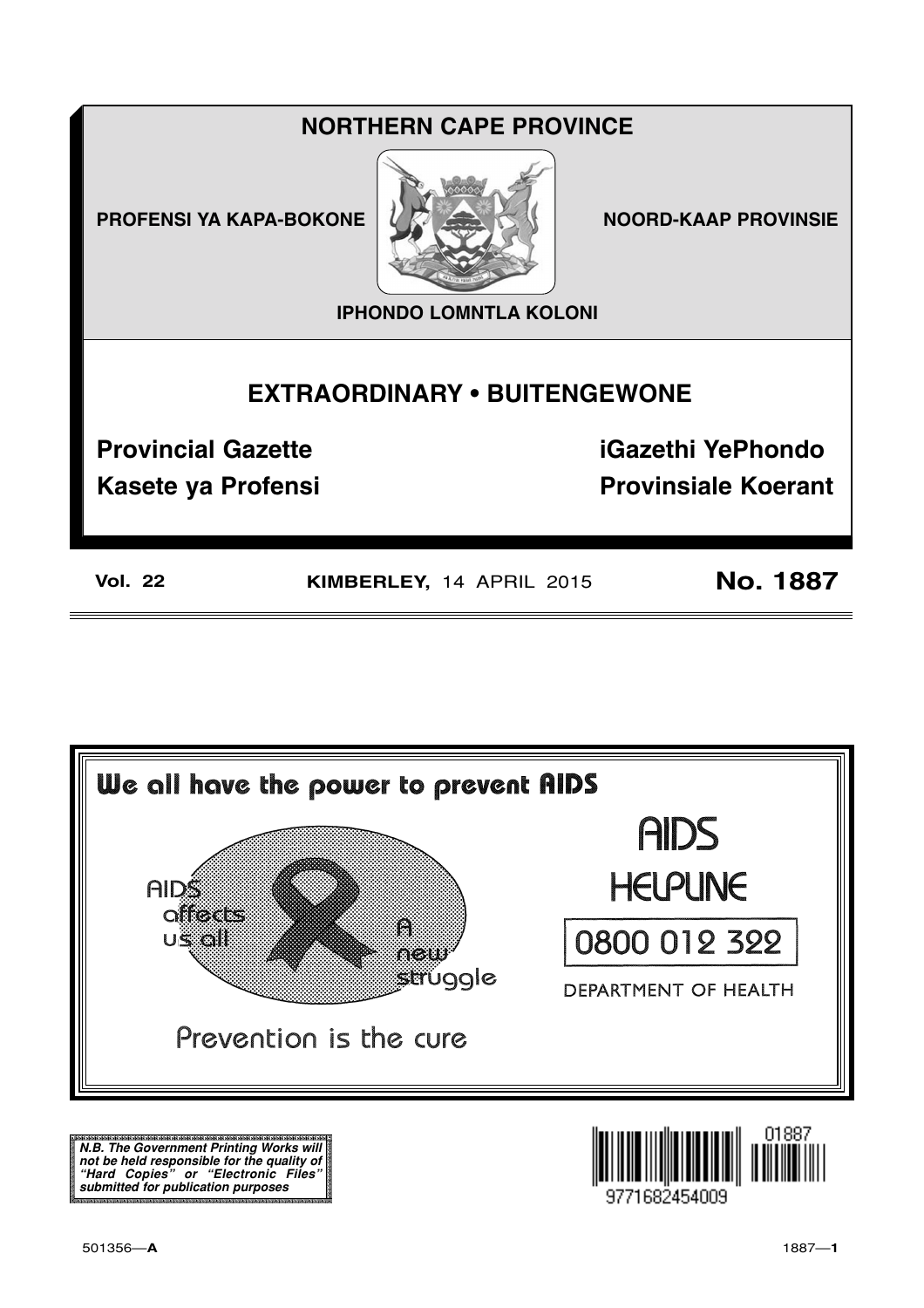# NORTHERN CAPE PROVINCE

**PROFENSI YA KAPA-BOKONE** **NOORD-KAAP PROVINSIE**

**IPHONDO LOMNTLA KOLONI**

## EXTRAORDINARY • BUITENGEWONE

**Provincial Gazette** **iGazethi YePhondo**

**Kasete ya Profensi** **Provinsiale Koerant**

**Vol. 22** **KIMBERLEY,** 14 APRIL 2015 **No. 1887**

**We all have the power to prevent AIDS**

AIDS affects us all

A new struggle

Prevention is the cure

AIDS HELPLINE

0800 012 322

DEPARTMENT OF HEALTH

***N.B. The Government Printing Works will not be held responsible for the quality of "Hard Copies" or "Electronic Files" submitted for publication purposes***

9771682454009 01887

501356—**A**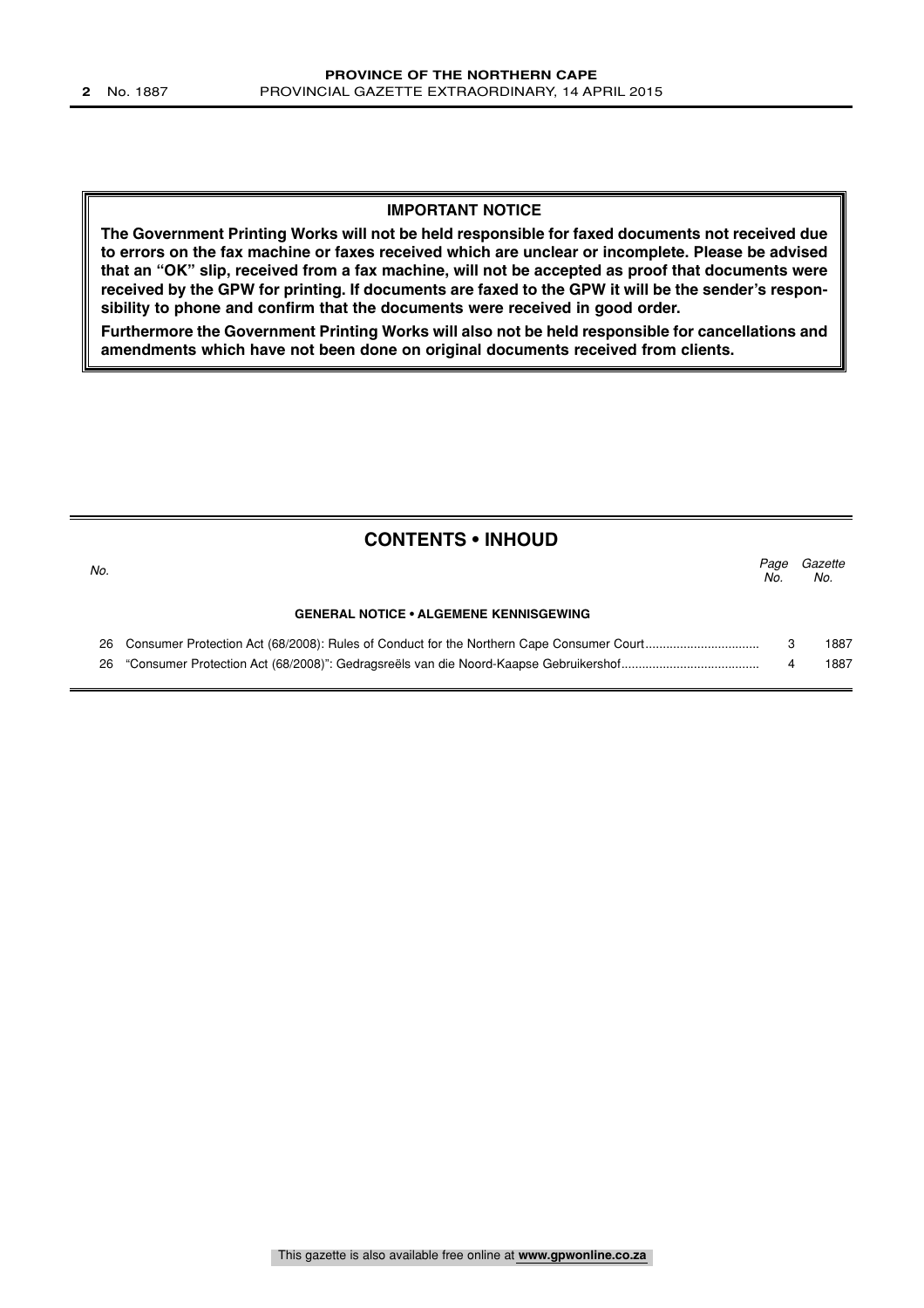## IMPORTANT NOTICE

**The Government Printing Works will not be held responsible for faxed documents not received due to errors on the fax machine or faxes received which are unclear or incomplete. Please be advised that an "OK" slip, received from a fax machine, will not be accepted as proof that documents were received by the GPW for printing. If documents are faxed to the GPW it will be the sender's responsibility to phone and confirm that the documents were received in good order.**

**Furthermore the Government Printing Works will also not be held responsible for cancellations and amendments which have not been done on original documents received from clients.**

## CONTENTS • INHOUD

| *No.* | | *Page No.* | *Gazette No.* |
|---|---|---|---|
| | **GENERAL NOTICE • ALGEMENE KENNISGEWING** | | |
| 26 | Consumer Protection Act (68/2008): Rules of Conduct for the Northern Cape Consumer Court | 3 | 1887 |
| 26 | "Consumer Protection Act (68/2008)": Gedragsreëls van die Noord-Kaapse Gebruikershof | 4 | 1887 |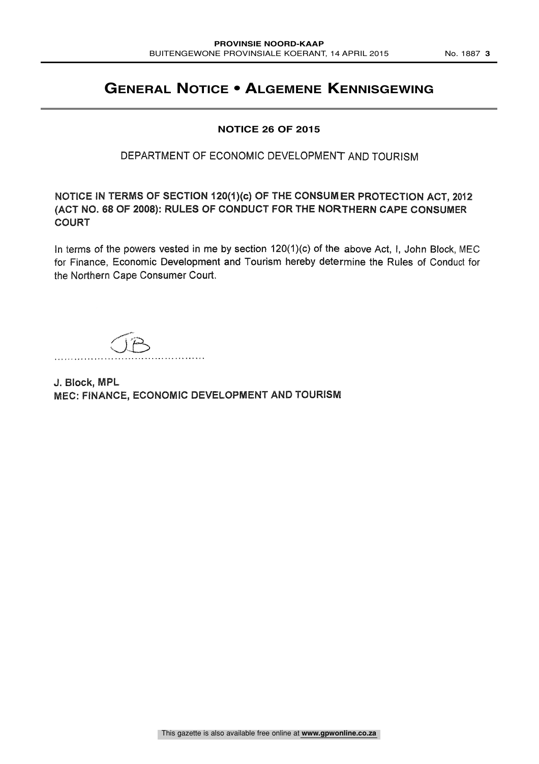# GENERAL NOTICE • ALGEMENE KENNISGEWING

## NOTICE 26 OF 2015

DEPARTMENT OF ECONOMIC DEVELOPMENT AND TOURISM

**NOTICE IN TERMS OF SECTION 120(1)(c) OF THE CONSUMER PROTECTION ACT, 2012 (ACT NO. 68 OF 2008): RULES OF CONDUCT FOR THE NORTHERN CAPE CONSUMER COURT**

In terms of the powers vested in me by section 120(1)(c) of the above Act, I, John Block, MEC for Finance, Economic Development and Tourism hereby determine the Rules of Conduct for the Northern Cape Consumer Court.

JB
.............................................

**J. Block, MPL**
**MEC: FINANCE, ECONOMIC DEVELOPMENT AND TOURISM**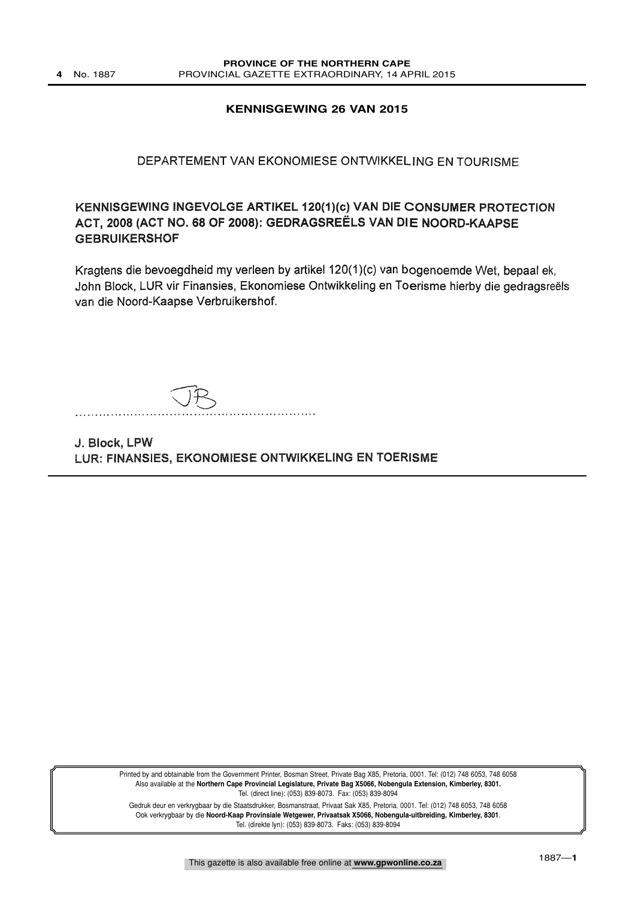**KENNISGEWING 26 VAN 2015**

DEPARTEMENT VAN EKONOMIESE ONTWIKKELING EN TOURISME

**KENNISGEWING INGEVOLGE ARTIKEL 120(1)(c) VAN DIE CONSUMER PROTECTION ACT, 2008 (ACT NO. 68 OF 2008): GEDRAGSREËLS VAN DIE NOORD-KAAPSE GEBRUIKERSHOF**

Kragtens die bevoegdheid my verleen by artikel 120(1)(c) van bogenoemde Wet, bepaal ek, John Block, LUR vir Finansies, Ekonomiese Ontwikkeling en Toerisme hierby die gedragsreëls van die Noord-Kaapse Verbruikershof.

JB

..............................................................

**J. Block, LPW**
**LUR: FINANSIES, EKONOMIESE ONTWIKKELING EN TOERISME**

Printed by and obtainable from the Government Printer, Bosman Street, Private Bag X85, Pretoria, 0001. Tel: (012) 748 6053, 748 6058
Also available at the **Northern Cape Provincial Legislature, Private Bag X5066, Nobengula Extension, Kimberley, 8301.**
Tel. (direct line): (053) 839-8073. Fax: (053) 839-8094

Gedruk deur en verkrygbaar by die Staatsdrukker, Bosmanstraat, Privaat Sak X85, Pretoria, 0001. Tel: (012) 748 6053, 748 6058
Ook verkrygbaar by die **Noord-Kaap Provinsiale Wetgewer, Privaatsak X5066, Nobengula-uitbreiding, Kimberley, 8301**.
Tel. (direkte lyn): (053) 839-8073. Faks: (053) 839-8094